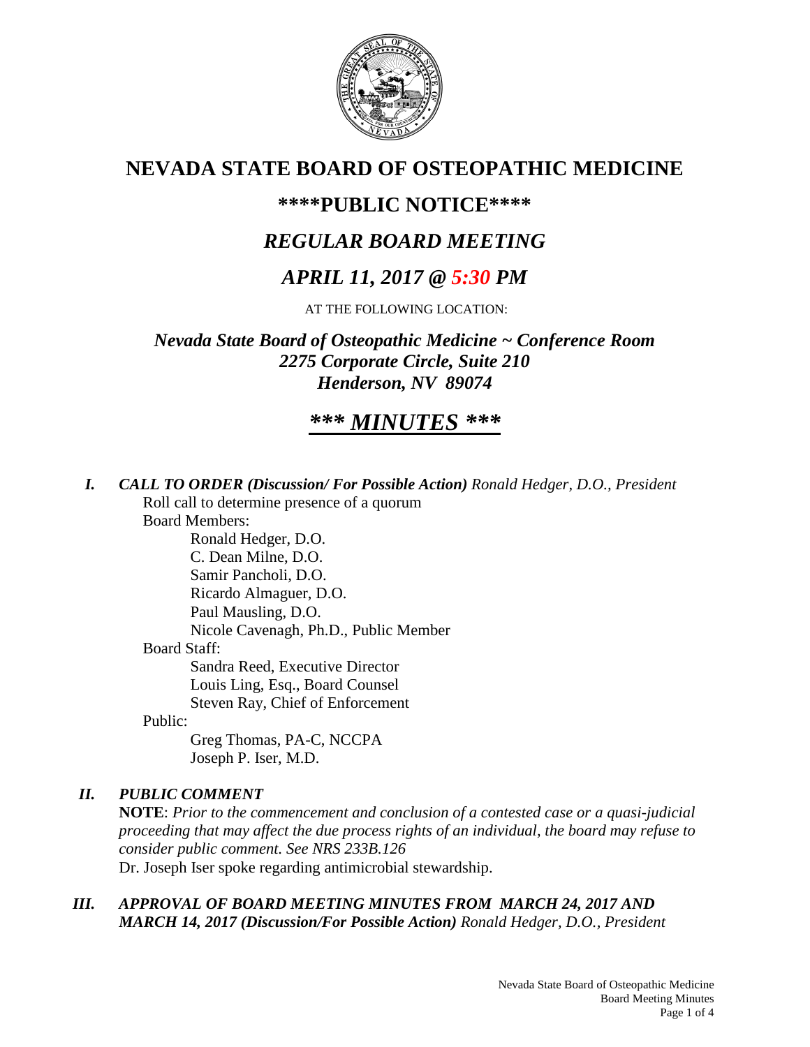# NEVADA STATE BOARD OF OSTEOPATHIC MEDICINE

## \*\*\*\*PUBLIC NOTICE\*\*\*\*

## *REGULAR BOARD MEETING*

## *APRIL 11, 2017 @ 5:30 PM*

AT THE FOLLOWING LOCATION:

***Nevada State Board of Osteopathic Medicine ~ Conference Room***
***2275 Corporate Circle, Suite 210***
***Henderson, NV 89074***

## ***\*\*\* MINUTES \*\*\****

***I. CALL TO ORDER (Discussion/ For Possible Action)*** *Ronald Hedger, D.O., President*

Roll call to determine presence of a quorum

Board Members:

- Ronald Hedger, D.O.
- C. Dean Milne, D.O.
- Samir Pancholi, D.O.
- Ricardo Almaguer, D.O.
- Paul Mausling, D.O.
- Nicole Cavenagh, Ph.D., Public Member

Board Staff:

- Sandra Reed, Executive Director
- Louis Ling, Esq., Board Counsel
- Steven Ray, Chief of Enforcement

Public:

- Greg Thomas, PA-C, NCCPA
- Joseph P. Iser, M.D.

***II. PUBLIC COMMENT***

**NOTE**: *Prior to the commencement and conclusion of a contested case or a quasi-judicial proceeding that may affect the due process rights of an individual, the board may refuse to consider public comment. See NRS 233B.126*

Dr. Joseph Iser spoke regarding antimicrobial stewardship.

***III. APPROVAL OF BOARD MEETING MINUTES FROM MARCH 24, 2017 AND MARCH 14, 2017 (Discussion/For Possible Action)*** *Ronald Hedger, D.O., President*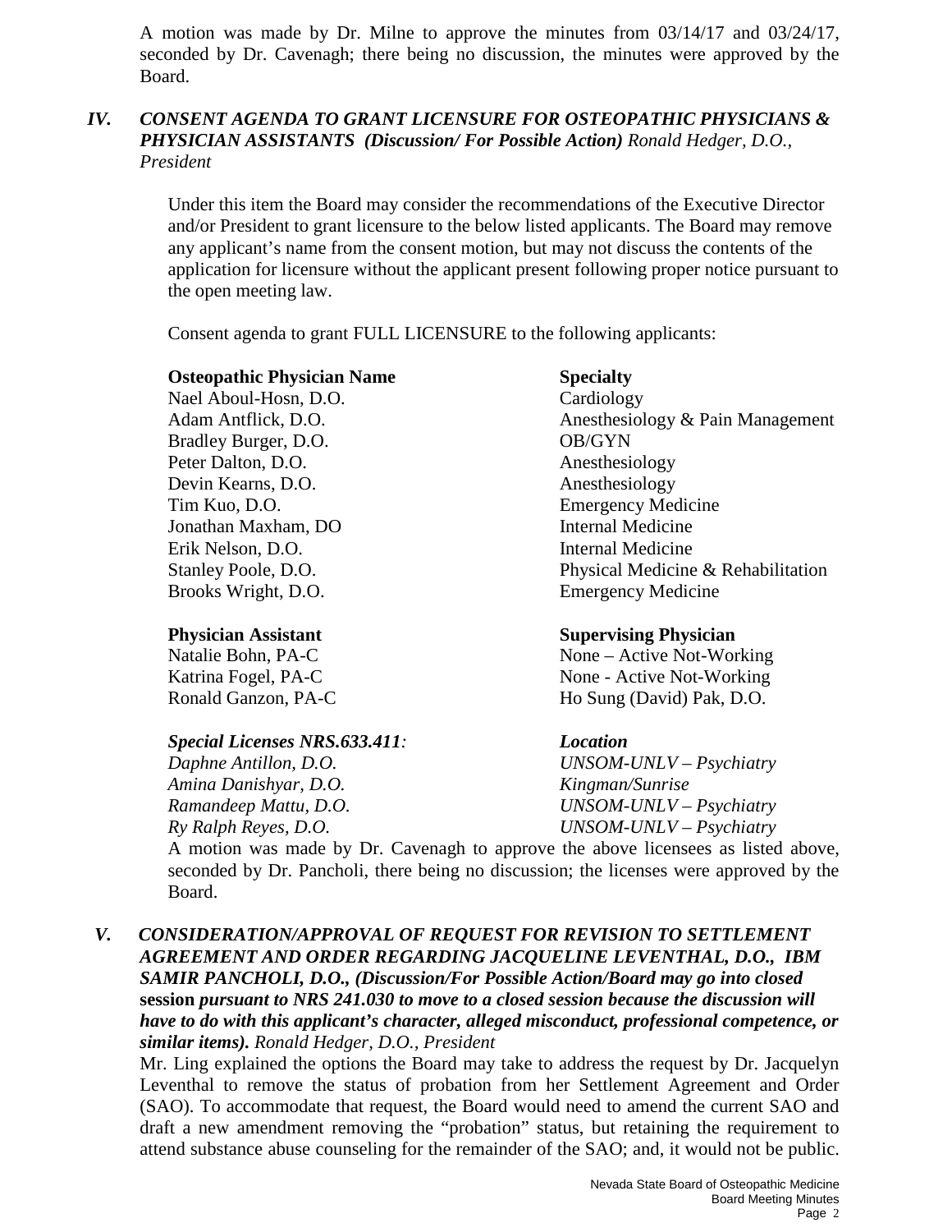A motion was made by Dr. Milne to approve the minutes from 03/14/17 and 03/24/17, seconded by Dr. Cavenagh; there being no discussion, the minutes were approved by the Board.

## IV. *CONSENT AGENDA TO GRANT LICENSURE FOR OSTEOPATHIC PHYSICIANS & PHYSICIAN ASSISTANTS (Discussion/ For Possible Action) Ronald Hedger, D.O., President*

Under this item the Board may consider the recommendations of the Executive Director and/or President to grant licensure to the below listed applicants. The Board may remove any applicant's name from the consent motion, but may not discuss the contents of the application for licensure without the applicant present following proper notice pursuant to the open meeting law.

Consent agenda to grant FULL LICENSURE to the following applicants:

| **Osteopathic Physician Name** | **Specialty** |
|---|---|
| Nael Aboul-Hosn, D.O. | Cardiology |
| Adam Antflick, D.O. | Anesthesiology & Pain Management |
| Bradley Burger, D.O. | OB/GYN |
| Peter Dalton, D.O. | Anesthesiology |
| Devin Kearns, D.O. | Anesthesiology |
| Tim Kuo, D.O. | Emergency Medicine |
| Jonathan Maxham, DO | Internal Medicine |
| Erik Nelson, D.O. | Internal Medicine |
| Stanley Poole, D.O. | Physical Medicine & Rehabilitation |
| Brooks Wright, D.O. | Emergency Medicine |

| **Physician Assistant** | **Supervising Physician** |
|---|---|
| Natalie Bohn, PA-C | None – Active Not-Working |
| Katrina Fogel, PA-C | None - Active Not-Working |
| Ronald Ganzon, PA-C | Ho Sung (David) Pak, D.O. |

| ***Special Licenses NRS.633.411:*** | ***Location*** |
|---|---|
| *Daphne Antillon, D.O.* | *UNSOM-UNLV – Psychiatry* |
| *Amina Danishyar, D.O.* | *Kingman/Sunrise* |
| *Ramandeep Mattu, D.O.* | *UNSOM-UNLV – Psychiatry* |
| *Ry Ralph Reyes, D.O.* | *UNSOM-UNLV – Psychiatry* |

A motion was made by Dr. Cavenagh to approve the above licensees as listed above, seconded by Dr. Pancholi, there being no discussion; the licenses were approved by the Board.

## V. *CONSIDERATION/APPROVAL OF REQUEST FOR REVISION TO SETTLEMENT AGREEMENT AND ORDER REGARDING JACQUELINE LEVENTHAL, D.O., IBM SAMIR PANCHOLI, D.O., (Discussion/For Possible Action/Board may go into closed* **session** *pursuant to NRS 241.030 to move to a closed session because the discussion will have to do with this applicant's character, alleged misconduct, professional competence, or similar items). Ronald Hedger, D.O., President*

Mr. Ling explained the options the Board may take to address the request by Dr. Jacquelyn Leventhal to remove the status of probation from her Settlement Agreement and Order (SAO). To accommodate that request, the Board would need to amend the current SAO and draft a new amendment removing the "probation" status, but retaining the requirement to attend substance abuse counseling for the remainder of the SAO; and, it would not be public.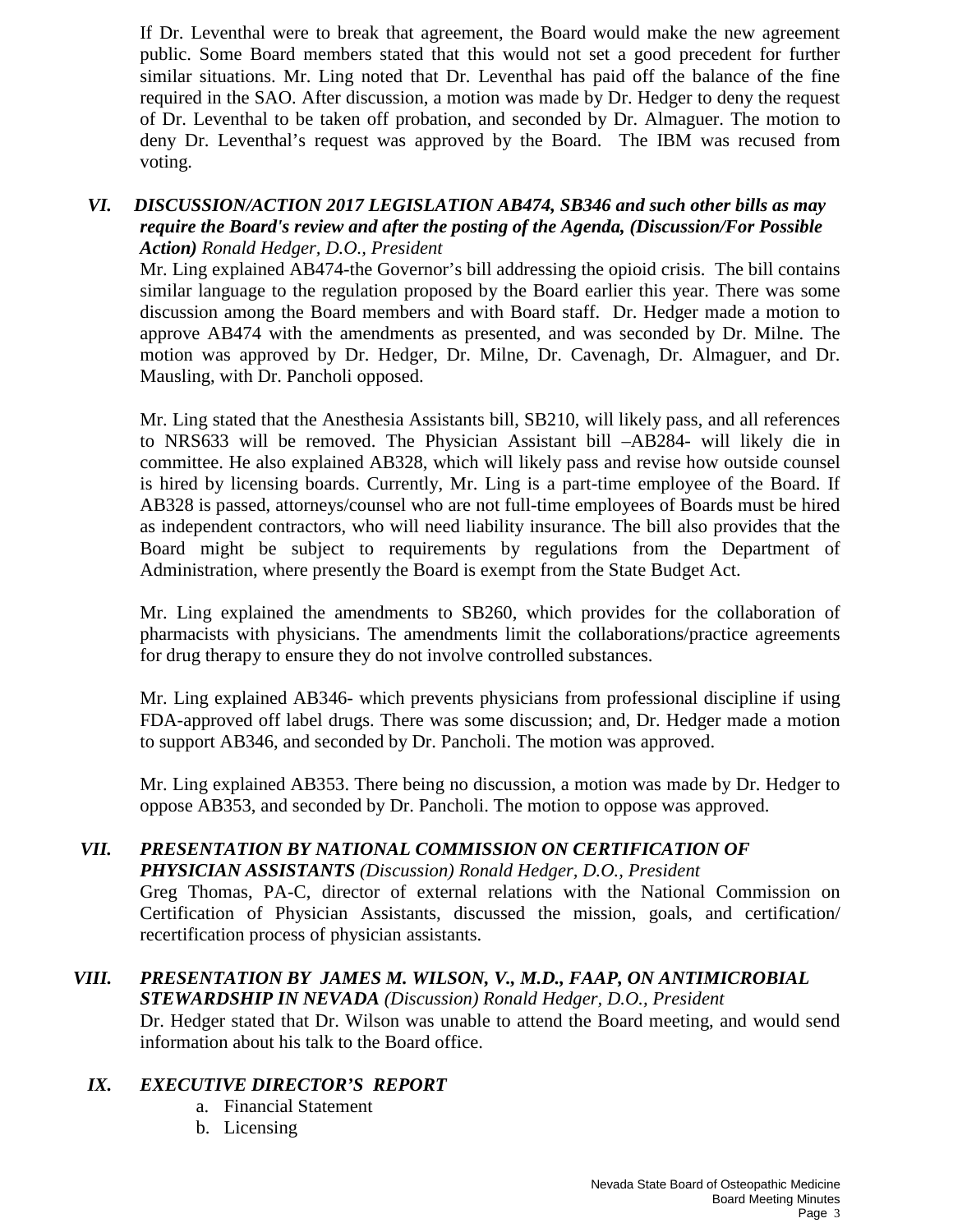If Dr. Leventhal were to break that agreement, the Board would make the new agreement public. Some Board members stated that this would not set a good precedent for further similar situations. Mr. Ling noted that Dr. Leventhal has paid off the balance of the fine required in the SAO. After discussion, a motion was made by Dr. Hedger to deny the request of Dr. Leventhal to be taken off probation, and seconded by Dr. Almaguer. The motion to deny Dr. Leventhal's request was approved by the Board. The IBM was recused from voting.

## VI. *DISCUSSION/ACTION 2017 LEGISLATION AB474, SB346 and such other bills as may require the Board's review and after the posting of the Agenda, (Discussion/For Possible Action)* *Ronald Hedger, D.O., President*

Mr. Ling explained AB474-the Governor's bill addressing the opioid crisis. The bill contains similar language to the regulation proposed by the Board earlier this year. There was some discussion among the Board members and with Board staff. Dr. Hedger made a motion to approve AB474 with the amendments as presented, and was seconded by Dr. Milne. The motion was approved by Dr. Hedger, Dr. Milne, Dr. Cavenagh, Dr. Almaguer, and Dr. Mausling, with Dr. Pancholi opposed.

Mr. Ling stated that the Anesthesia Assistants bill, SB210, will likely pass, and all references to NRS633 will be removed. The Physician Assistant bill –AB284- will likely die in committee. He also explained AB328, which will likely pass and revise how outside counsel is hired by licensing boards. Currently, Mr. Ling is a part-time employee of the Board. If AB328 is passed, attorneys/counsel who are not full-time employees of Boards must be hired as independent contractors, who will need liability insurance. The bill also provides that the Board might be subject to requirements by regulations from the Department of Administration, where presently the Board is exempt from the State Budget Act.

Mr. Ling explained the amendments to SB260, which provides for the collaboration of pharmacists with physicians. The amendments limit the collaborations/practice agreements for drug therapy to ensure they do not involve controlled substances.

Mr. Ling explained AB346- which prevents physicians from professional discipline if using FDA-approved off label drugs. There was some discussion; and, Dr. Hedger made a motion to support AB346, and seconded by Dr. Pancholi. The motion was approved.

Mr. Ling explained AB353. There being no discussion, a motion was made by Dr. Hedger to oppose AB353, and seconded by Dr. Pancholi. The motion to oppose was approved.

## VII. *PRESENTATION BY NATIONAL COMMISSION ON CERTIFICATION OF PHYSICIAN ASSISTANTS (Discussion)* *Ronald Hedger, D.O., President*

Greg Thomas, PA-C, director of external relations with the National Commission on Certification of Physician Assistants, discussed the mission, goals, and certification/ recertification process of physician assistants.

## VIII. *PRESENTATION BY JAMES M. WILSON, V., M.D., FAAP, ON ANTIMICROBIAL STEWARDSHIP IN NEVADA (Discussion)* *Ronald Hedger, D.O., President*

Dr. Hedger stated that Dr. Wilson was unable to attend the Board meeting, and would send information about his talk to the Board office.

## IX. *EXECUTIVE DIRECTOR'S REPORT*

a. Financial Statement
b. Licensing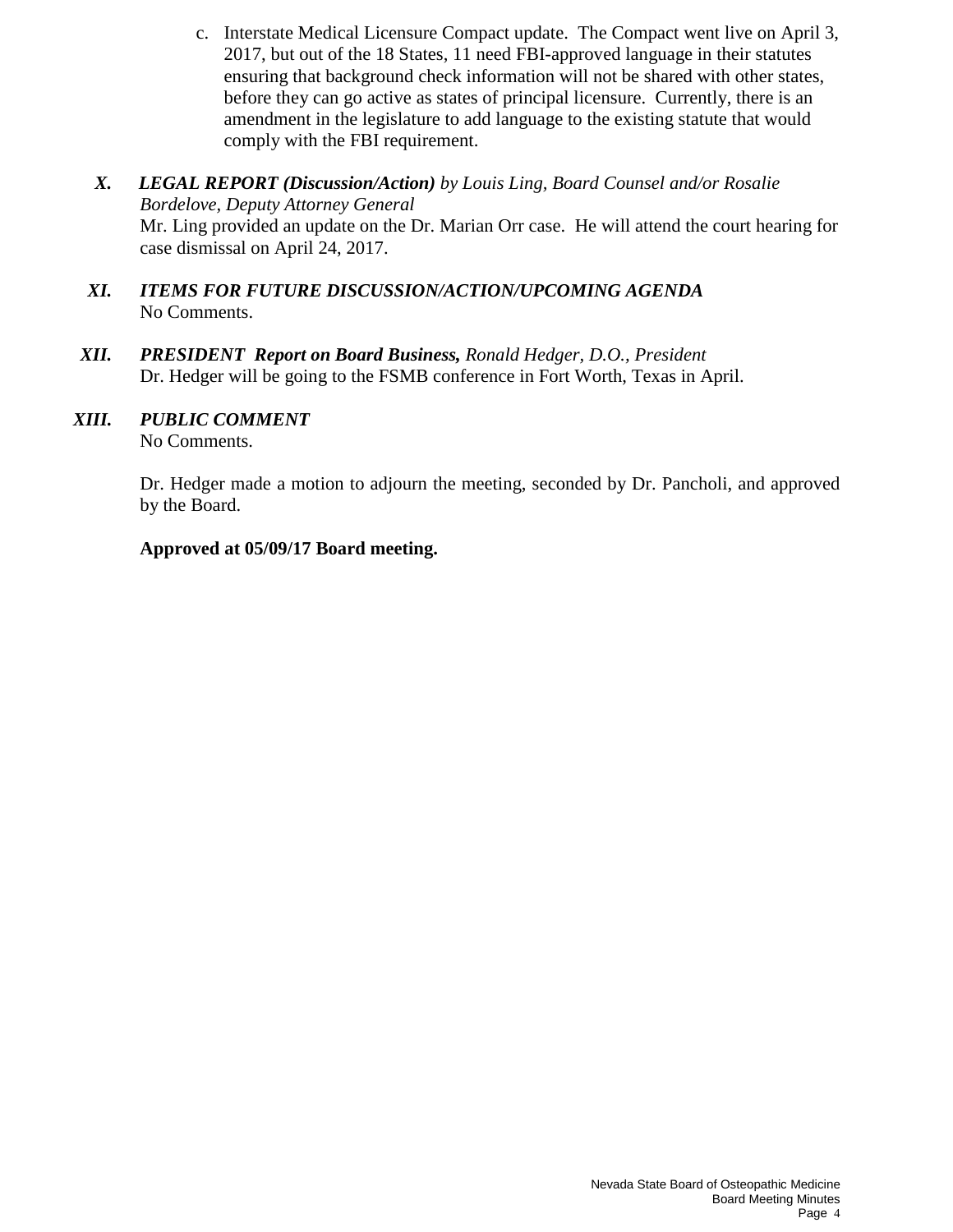c. Interstate Medical Licensure Compact update. The Compact went live on April 3, 2017, but out of the 18 States, 11 need FBI-approved language in their statutes ensuring that background check information will not be shared with other states, before they can go active as states of principal licensure. Currently, there is an amendment in the legislature to add language to the existing statute that would comply with the FBI requirement.

**X. *LEGAL REPORT (Discussion/Action)*** *by Louis Ling, Board Counsel and/or Rosalie Bordelove, Deputy Attorney General*

Mr. Ling provided an update on the Dr. Marian Orr case. He will attend the court hearing for case dismissal on April 24, 2017.

**XI. *ITEMS FOR FUTURE DISCUSSION/ACTION/UPCOMING AGENDA***

No Comments.

**XII. *PRESIDENT Report on Board Business,*** *Ronald Hedger, D.O., President*

Dr. Hedger will be going to the FSMB conference in Fort Worth, Texas in April.

**XIII. *PUBLIC COMMENT***

No Comments.

Dr. Hedger made a motion to adjourn the meeting, seconded by Dr. Pancholi, and approved by the Board.

**Approved at 05/09/17 Board meeting.**